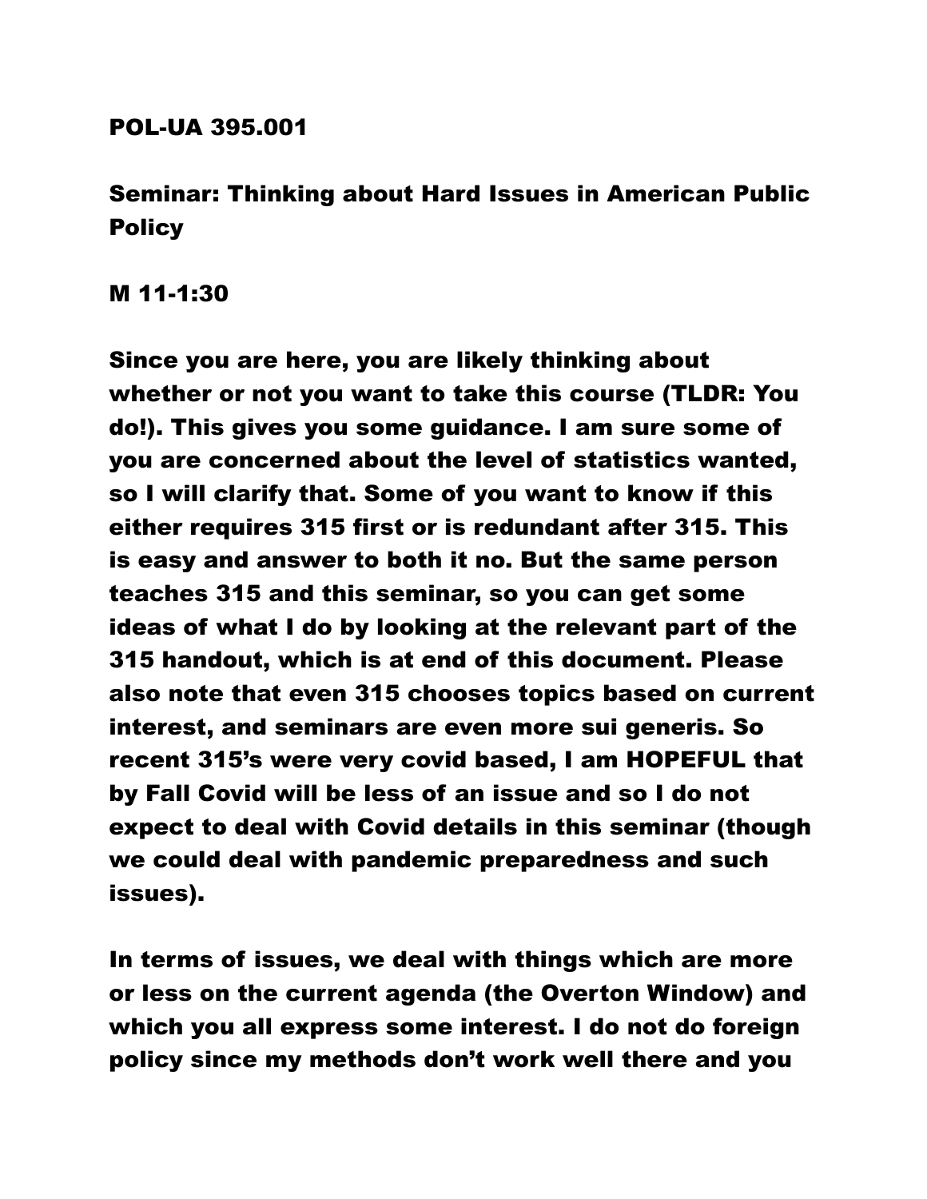# POL-UA 395.001

## Seminar: Thinking about Hard Issues in American Public Policy

M 11-1:30

Since you are here, you are likely thinking about whether or not you want to take this course (TLDR: You do!). This gives you some guidance. I am sure some of you are concerned about the level of statistics wanted, so I will clarify that. Some of you want to know if this either requires 315 first or is redundant after 315. This is easy and answer to both it no. But the same person teaches 315 and this seminar, so you can get some ideas of what I do by looking at the relevant part of the 315 handout, which is at end of this document. Please also note that even 315 chooses topics based on current interest, and seminars are even more sui generis. So recent 315's were very covid based, I am HOPEFUL that by Fall Covid will be less of an issue and so I do not expect to deal with Covid details in this seminar (though we could deal with pandemic preparedness and such issues).

In terms of issues, we deal with things which are more or less on the current agenda (the Overton Window) and which you all express some interest. I do not do foreign policy since my methods don't work well there and you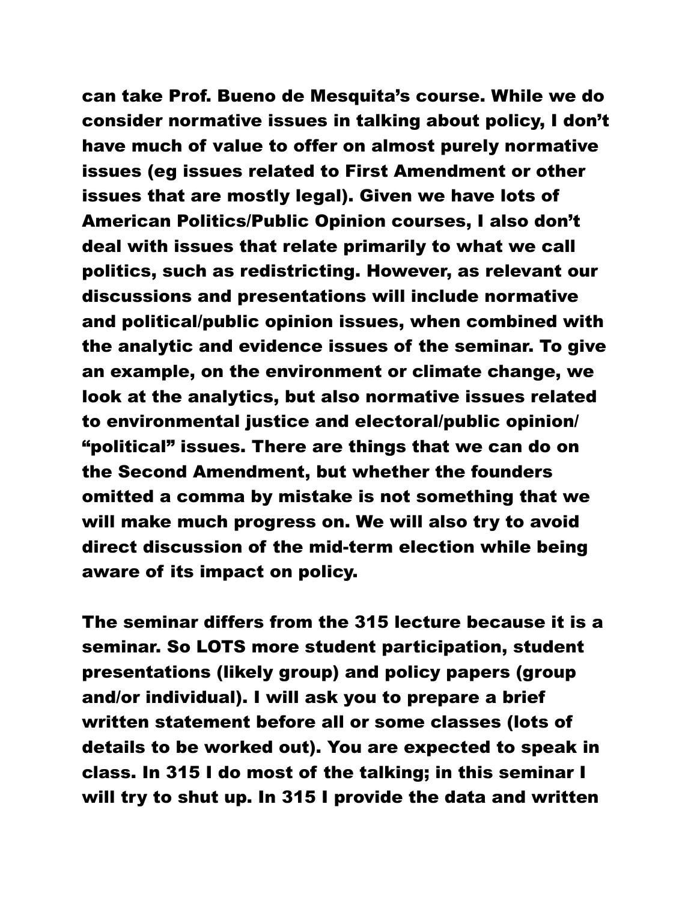can take Prof. Bueno de Mesquita's course. While we do consider normative issues in talking about policy, I don't have much of value to offer on almost purely normative issues (eg issues related to First Amendment or other issues that are mostly legal). Given we have lots of American Politics/Public Opinion courses, I also don't deal with issues that relate primarily to what we call politics, such as redistricting. However, as relevant our discussions and presentations will include normative and political/public opinion issues, when combined with the analytic and evidence issues of the seminar. To give an example, on the environment or climate change, we look at the analytics, but also normative issues related to environmental justice and electoral/public opinion/ "political" issues. There are things that we can do on the Second Amendment, but whether the founders omitted a comma by mistake is not something that we will make much progress on. We will also try to avoid direct discussion of the mid-term election while being aware of its impact on policy.

The seminar differs from the 315 lecture because it is a seminar. So LOTS more student participation, student presentations (likely group) and policy papers (group and/or individual). I will ask you to prepare a brief written statement before all or some classes (lots of details to be worked out). You are expected to speak in class. In 315 I do most of the talking; in this seminar I will try to shut up. In 315 I provide the data and written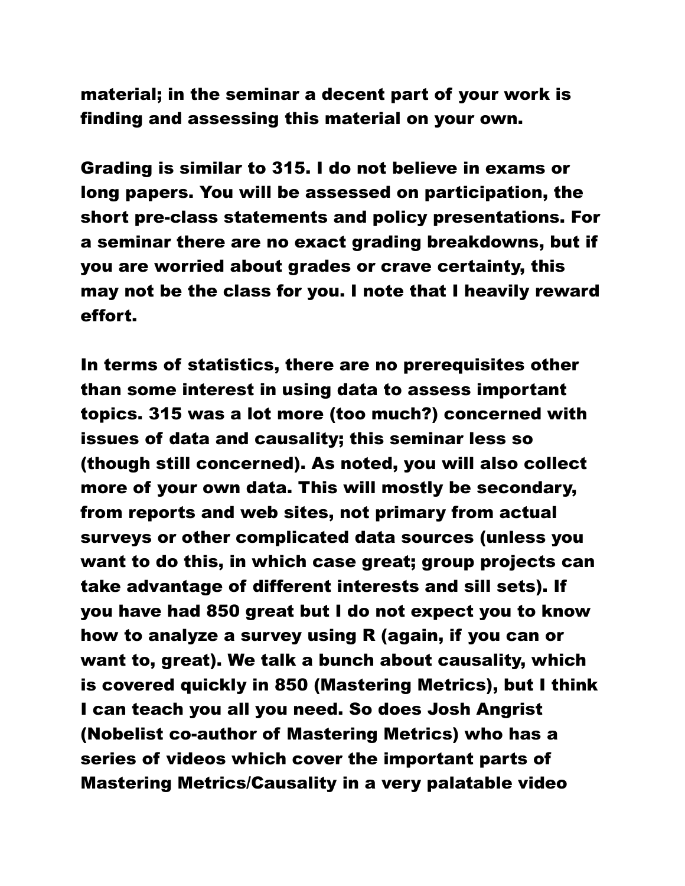material; in the seminar a decent part of your work is finding and assessing this material on your own.

Grading is similar to 315. I do not believe in exams or long papers. You will be assessed on participation, the short pre-class statements and policy presentations. For a seminar there are no exact grading breakdowns, but if you are worried about grades or crave certainty, this may not be the class for you. I note that I heavily reward effort.

In terms of statistics, there are no prerequisites other than some interest in using data to assess important topics. 315 was a lot more (too much?) concerned with issues of data and causality; this seminar less so (though still concerned). As noted, you will also collect more of your own data. This will mostly be secondary, from reports and web sites, not primary from actual surveys or other complicated data sources (unless you want to do this, in which case great; group projects can take advantage of different interests and sill sets). If you have had 850 great but I do not expect you to know how to analyze a survey using R (again, if you can or want to, great). We talk a bunch about causality, which is covered quickly in 850 (Mastering Metrics), but I think I can teach you all you need. So does Josh Angrist (Nobelist co-author of Mastering Metrics) who has a series of videos which cover the important parts of Mastering Metrics/Causality in a very palatable video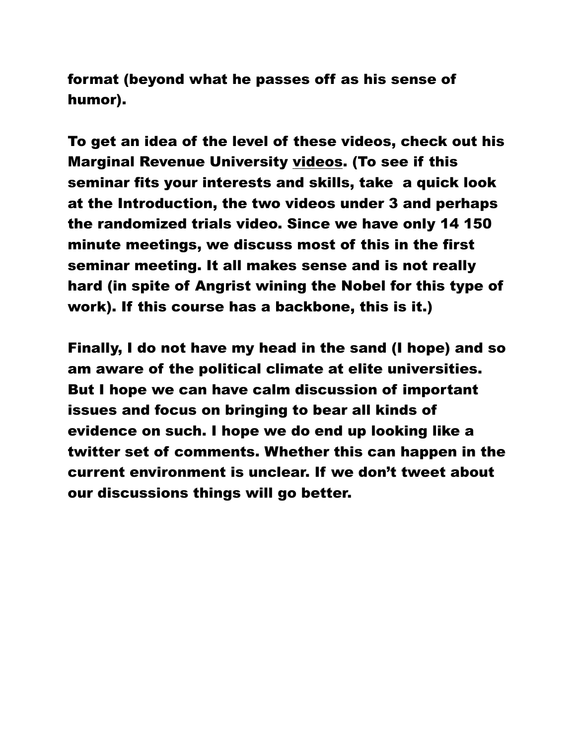format (beyond what he passes off as his sense of humor).

To get an idea of the level of these videos, check out his Marginal Revenue University videos. (To see if this seminar fits your interests and skills, take  a quick look at the Introduction, the two videos under 3 and perhaps the randomized trials video. Since we have only 14 150 minute meetings, we discuss most of this in the first seminar meeting. It all makes sense and is not really hard (in spite of Angrist wining the Nobel for this type of work). If this course has a backbone, this is it.)

Finally, I do not have my head in the sand (I hope) and so am aware of the political climate at elite universities. But I hope we can have calm discussion of important issues and focus on bringing to bear all kinds of evidence on such. I hope we do end up looking like a twitter set of comments. Whether this can happen in the current environment is unclear. If we don't tweet about our discussions things will go better.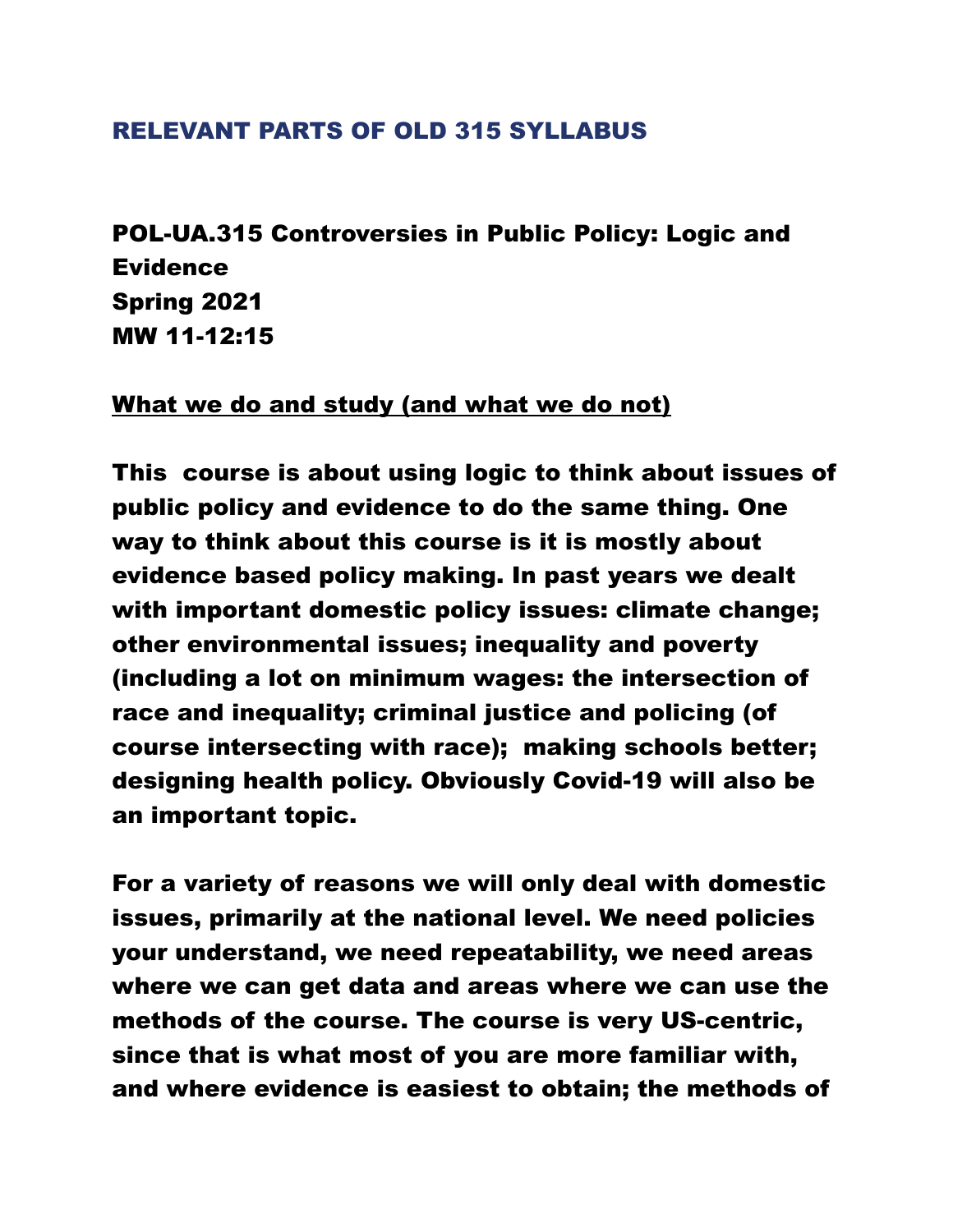## RELEVANT PARTS OF OLD 315 SYLLABUS

**POL-UA.315 Controversies in Public Policy: Logic and Evidence**
**Spring 2021**
**MW 11-12:15**

**What we do and study (and what we do not)**

This course is about using logic to think about issues of public policy and evidence to do the same thing. One way to think about this course is it is mostly about evidence based policy making. In past years we dealt with important domestic policy issues: climate change; other environmental issues; inequality and poverty (including a lot on minimum wages: the intersection of race and inequality; criminal justice and policing (of course intersecting with race); making schools better; designing health policy. Obviously Covid-19 will also be an important topic.

For a variety of reasons we will only deal with domestic issues, primarily at the national level. We need policies your understand, we need repeatability, we need areas where we can get data and areas where we can use the methods of the course. The course is very US-centric, since that is what most of you are more familiar with, and where evidence is easiest to obtain; the methods of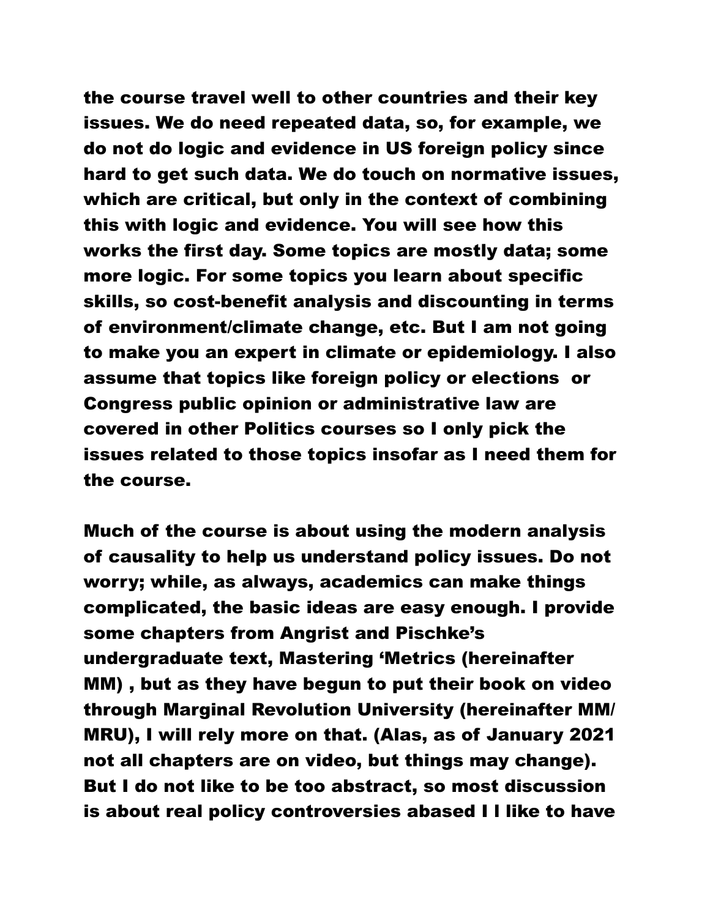the course travel well to other countries and their key issues. We do need repeated data, so, for example, we do not do logic and evidence in US foreign policy since hard to get such data. We do touch on normative issues, which are critical, but only in the context of combining this with logic and evidence. You will see how this works the first day. Some topics are mostly data; some more logic. For some topics you learn about specific skills, so cost-benefit analysis and discounting in terms of environment/climate change, etc. But I am not going to make you an expert in climate or epidemiology. I also assume that topics like foreign policy or elections  or Congress public opinion or administrative law are covered in other Politics courses so I only pick the issues related to those topics insofar as I need them for the course.

Much of the course is about using the modern analysis of causality to help us understand policy issues. Do not worry; while, as always, academics can make things complicated, the basic ideas are easy enough. I provide some chapters from Angrist and Pischke's undergraduate text, Mastering 'Metrics (hereinafter MM) , but as they have begun to put their book on video through Marginal Revolution University (hereinafter MM/MRU), I will rely more on that. (Alas, as of January 2021 not all chapters are on video, but things may change). But I do not like to be too abstract, so most discussion is about real policy controversies abased I I like to have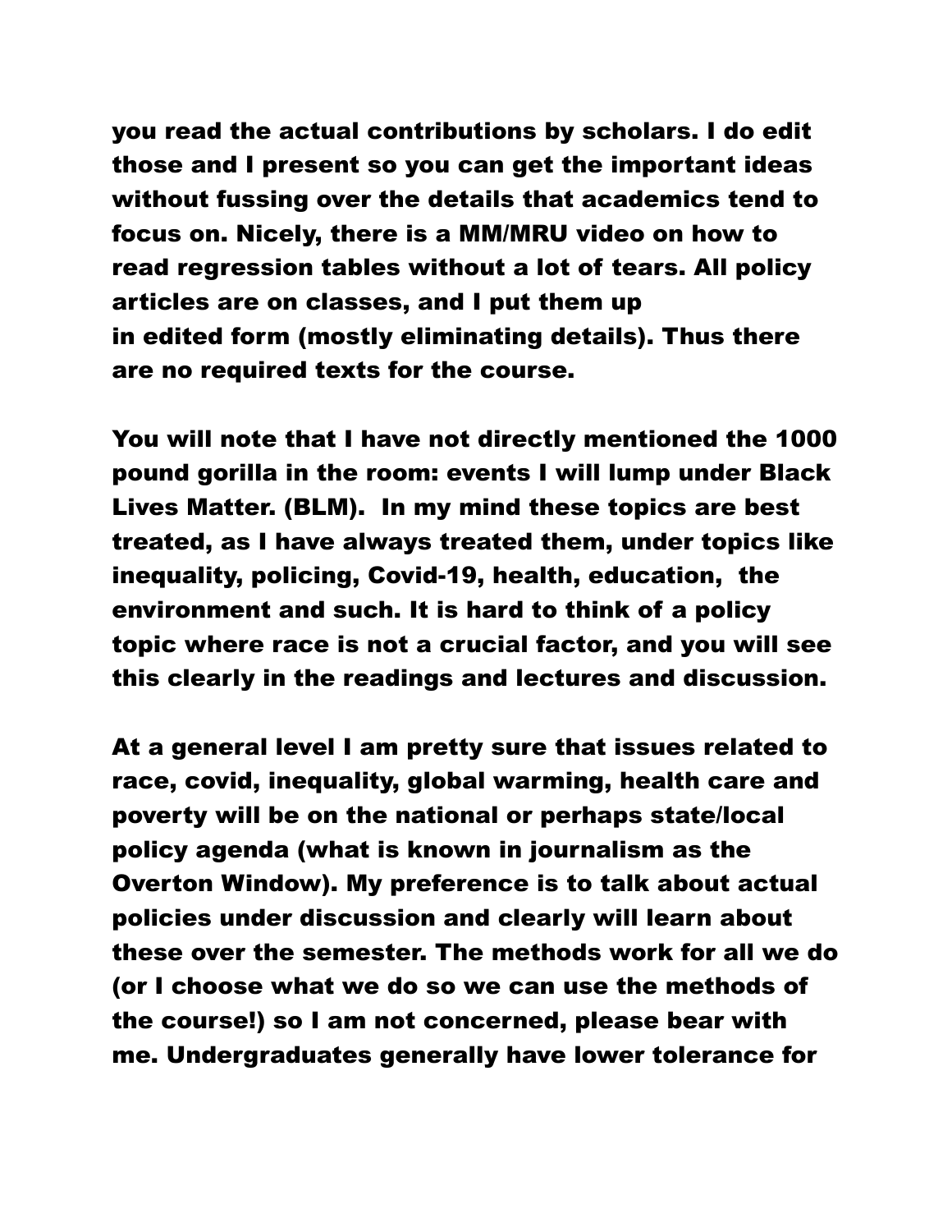you read the actual contributions by scholars. I do edit those and I present so you can get the important ideas without fussing over the details that academics tend to focus on. Nicely, there is a MM/MRU video on how to read regression tables without a lot of tears. All policy articles are on classes, and I put them up in edited form (mostly eliminating details). Thus there are no required texts for the course.

You will note that I have not directly mentioned the 1000 pound gorilla in the room: events I will lump under Black Lives Matter. (BLM). In my mind these topics are best treated, as I have always treated them, under topics like inequality, policing, Covid-19, health, education, the environment and such. It is hard to think of a policy topic where race is not a crucial factor, and you will see this clearly in the readings and lectures and discussion.

At a general level I am pretty sure that issues related to race, covid, inequality, global warming, health care and poverty will be on the national or perhaps state/local policy agenda (what is known in journalism as the Overton Window). My preference is to talk about actual policies under discussion and clearly will learn about these over the semester. The methods work for all we do (or I choose what we do so we can use the methods of the course!) so I am not concerned, please bear with me. Undergraduates generally have lower tolerance for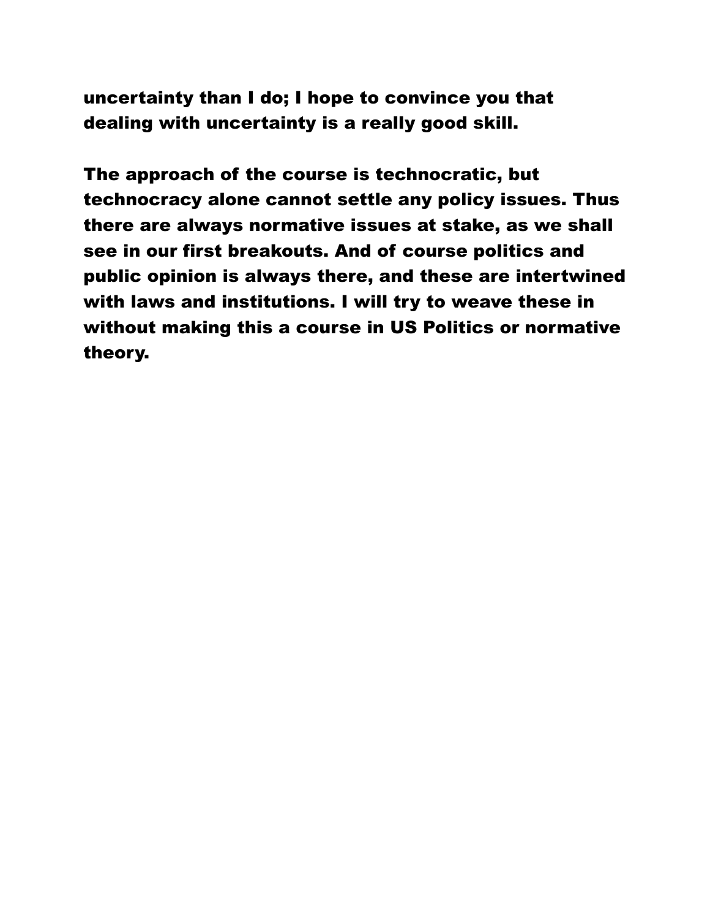**uncertainty than I do; I hope to convince you that dealing with uncertainty is a really good skill.**

**The approach of the course is technocratic, but technocracy alone cannot settle any policy issues. Thus there are always normative issues at stake, as we shall see in our first breakouts. And of course politics and public opinion is always there, and these are intertwined with laws and institutions. I will try to weave these in without making this a course in US Politics or normative theory.**